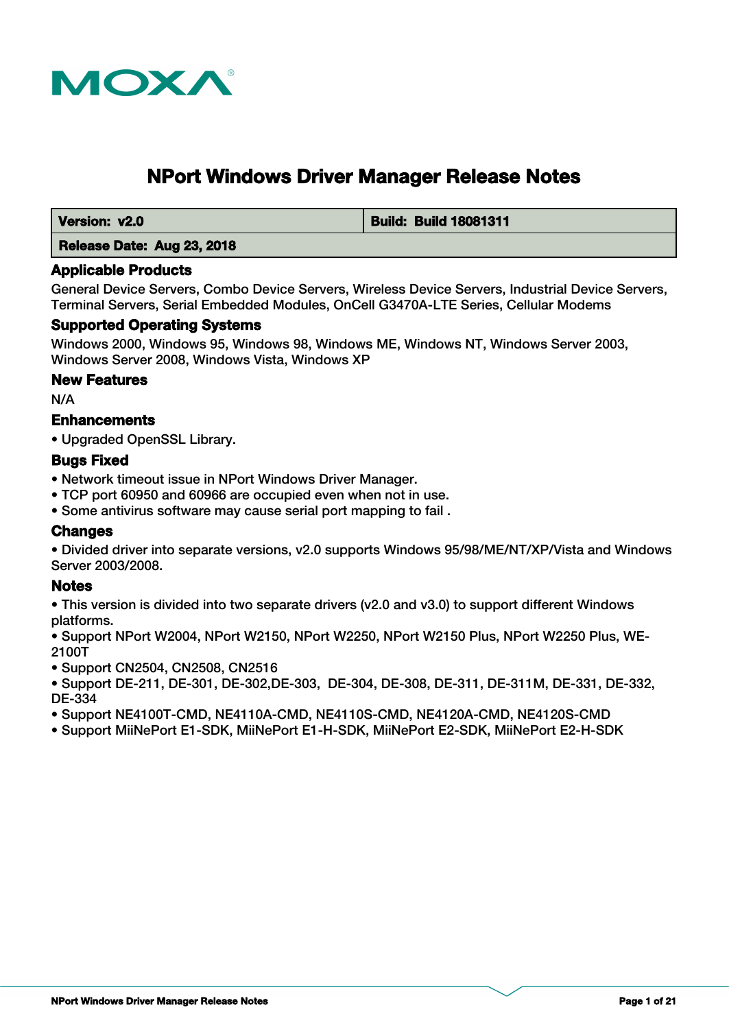# NPort Windows Driver Manager Release Notes

| Version: v2.0 | Build: Build 18081311 |
|---|---|
| Release Date: Aug 23, 2018 | |

## Applicable Products

General Device Servers, Combo Device Servers, Wireless Device Servers, Industrial Device Servers, Terminal Servers, Serial Embedded Modules, OnCell G3470A-LTE Series, Cellular Modems

## Supported Operating Systems

Windows 2000, Windows 95, Windows 98, Windows ME, Windows NT, Windows Server 2003, Windows Server 2008, Windows Vista, Windows XP

## New Features

N/A

## Enhancements

- Upgraded OpenSSL Library.

## Bugs Fixed

- Network timeout issue in NPort Windows Driver Manager.
- TCP port 60950 and 60966 are occupied even when not in use.
- Some antivirus software may cause serial port mapping to fail .

## Changes

- Divided driver into separate versions, v2.0 supports Windows 95/98/ME/NT/XP/Vista and Windows Server 2003/2008.

## Notes

- This version is divided into two separate drivers (v2.0 and v3.0) to support different Windows platforms.
- Support NPort W2004, NPort W2150, NPort W2250, NPort W2150 Plus, NPort W2250 Plus, WE-2100T
- Support CN2504, CN2508, CN2516
- Support DE-211, DE-301, DE-302,DE-303, DE-304, DE-308, DE-311, DE-311M, DE-331, DE-332, DE-334
- Support NE4100T-CMD, NE4110A-CMD, NE4110S-CMD, NE4120A-CMD, NE4120S-CMD
- Support MiiNePort E1-SDK, MiiNePort E1-H-SDK, MiiNePort E2-SDK, MiiNePort E2-H-SDK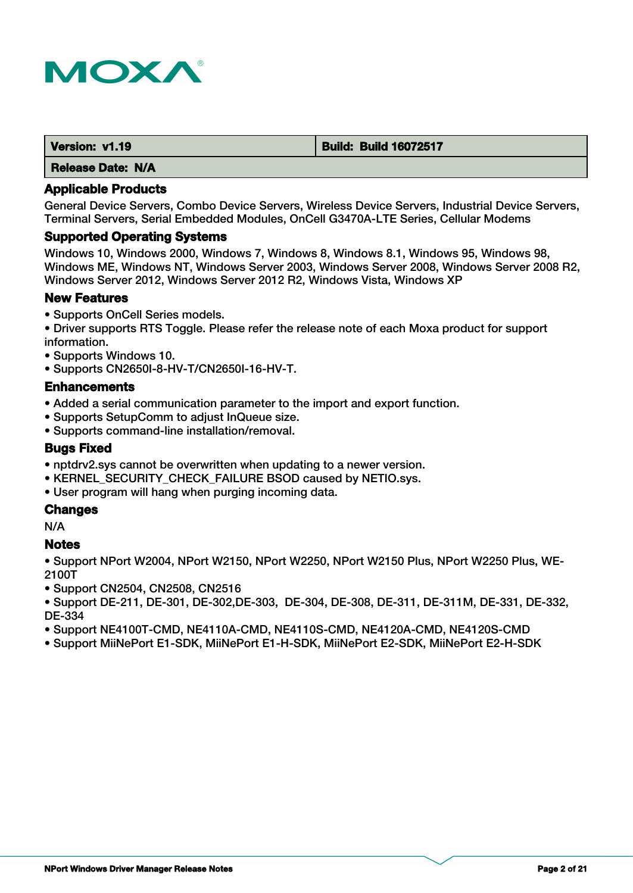| Version: v1.19 | Build: Build 16072517 |
| --- | --- |
| Release Date: N/A | |

### Applicable Products

General Device Servers, Combo Device Servers, Wireless Device Servers, Industrial Device Servers, Terminal Servers, Serial Embedded Modules, OnCell G3470A-LTE Series, Cellular Modems

### Supported Operating Systems

Windows 10, Windows 2000, Windows 7, Windows 8, Windows 8.1, Windows 95, Windows 98, Windows ME, Windows NT, Windows Server 2003, Windows Server 2008, Windows Server 2008 R2, Windows Server 2012, Windows Server 2012 R2, Windows Vista, Windows XP

### New Features

- Supports OnCell Series models.
- Driver supports RTS Toggle. Please refer the release note of each Moxa product for support information.
- Supports Windows 10.
- Supports CN2650I-8-HV-T/CN2650I-16-HV-T.

### Enhancements

- Added a serial communication parameter to the import and export function.
- Supports SetupComm to adjust InQueue size.
- Supports command-line installation/removal.

### Bugs Fixed

- nptdrv2.sys cannot be overwritten when updating to a newer version.
- KERNEL_SECURITY_CHECK_FAILURE BSOD caused by NETIO.sys.
- User program will hang when purging incoming data.

### Changes

N/A

### Notes

- Support NPort W2004, NPort W2150, NPort W2250, NPort W2150 Plus, NPort W2250 Plus, WE-2100T
- Support CN2504, CN2508, CN2516
- Support DE-211, DE-301, DE-302,DE-303, DE-304, DE-308, DE-311, DE-311M, DE-331, DE-332, DE-334
- Support NE4100T-CMD, NE4110A-CMD, NE4110S-CMD, NE4120A-CMD, NE4120S-CMD
- Support MiiNePort E1-SDK, MiiNePort E1-H-SDK, MiiNePort E2-SDK, MiiNePort E2-H-SDK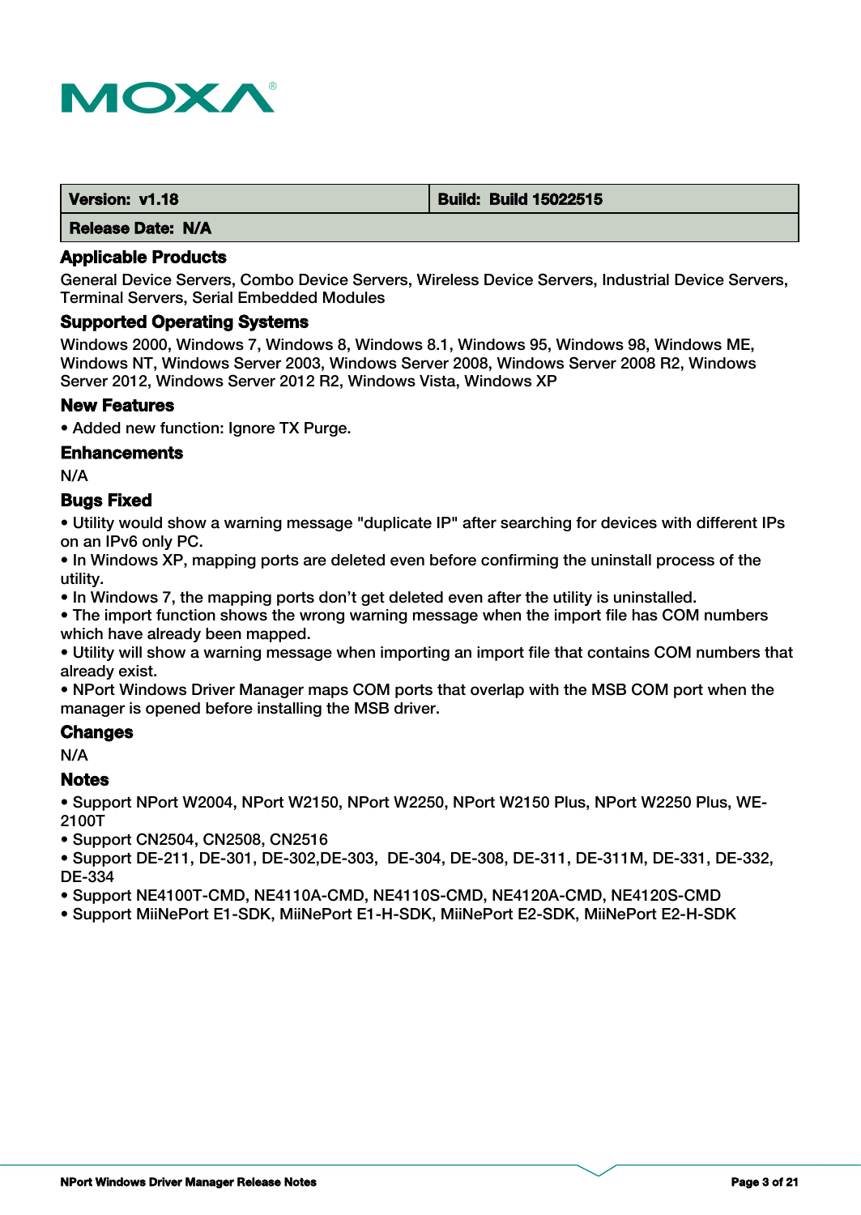| **Version: v1.18** | **Build: Build 15022515** |
| --- | --- |
| **Release Date: N/A** | |

### Applicable Products

General Device Servers, Combo Device Servers, Wireless Device Servers, Industrial Device Servers, Terminal Servers, Serial Embedded Modules

### Supported Operating Systems

Windows 2000, Windows 7, Windows 8, Windows 8.1, Windows 95, Windows 98, Windows ME, Windows NT, Windows Server 2003, Windows Server 2008, Windows Server 2008 R2, Windows Server 2012, Windows Server 2012 R2, Windows Vista, Windows XP

### New Features

- Added new function: Ignore TX Purge.

### Enhancements

N/A

### Bugs Fixed

- Utility would show a warning message "duplicate IP" after searching for devices with different IPs on an IPv6 only PC.
- In Windows XP, mapping ports are deleted even before confirming the uninstall process of the utility.
- In Windows 7, the mapping ports don't get deleted even after the utility is uninstalled.
- The import function shows the wrong warning message when the import file has COM numbers which have already been mapped.
- Utility will show a warning message when importing an import file that contains COM numbers that already exist.
- NPort Windows Driver Manager maps COM ports that overlap with the MSB COM port when the manager is opened before installing the MSB driver.

### Changes

N/A

### Notes

- Support NPort W2004, NPort W2150, NPort W2250, NPort W2150 Plus, NPort W2250 Plus, WE-2100T
- Support CN2504, CN2508, CN2516
- Support DE-211, DE-301, DE-302,DE-303, DE-304, DE-308, DE-311, DE-311M, DE-331, DE-332, DE-334
- Support NE4100T-CMD, NE4110A-CMD, NE4110S-CMD, NE4120A-CMD, NE4120S-CMD
- Support MiiNePort E1-SDK, MiiNePort E1-H-SDK, MiiNePort E2-SDK, MiiNePort E2-H-SDK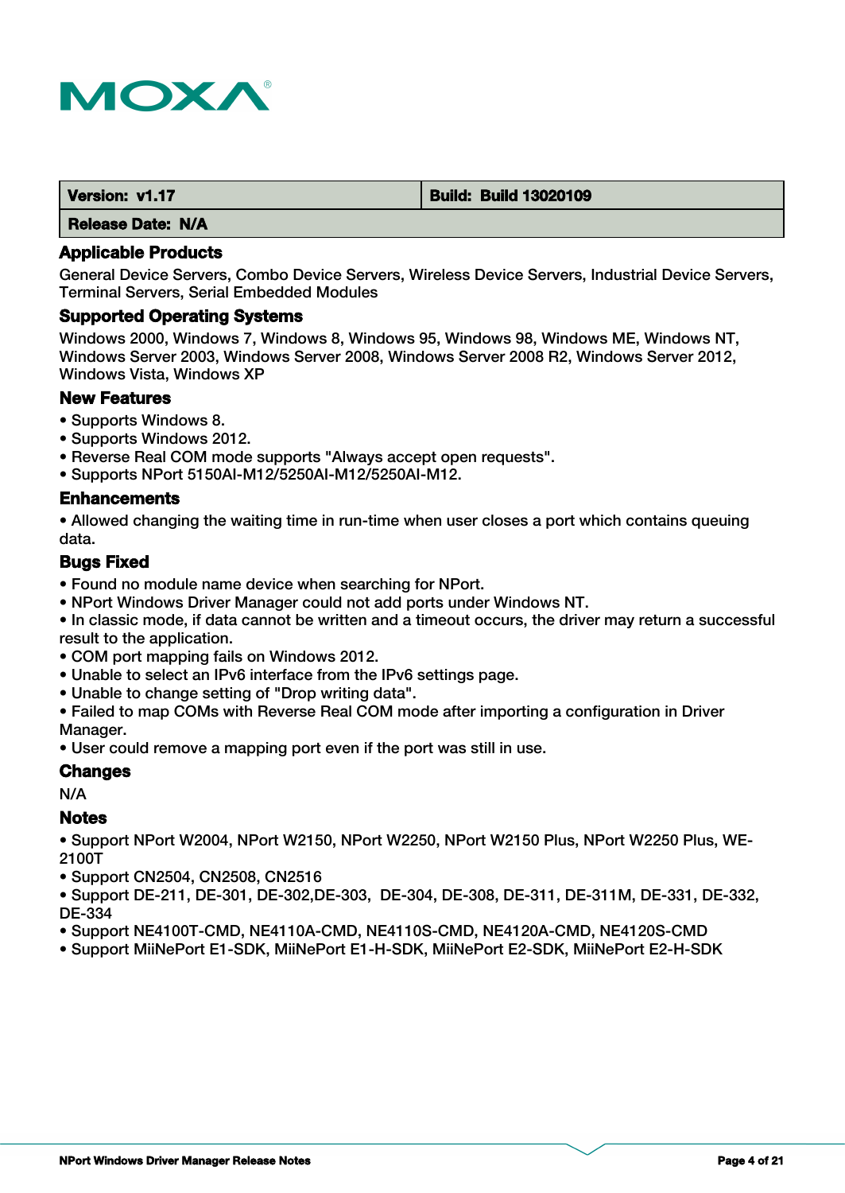| Version: v1.17 | Build: Build 13020109 |
|---|---|
| Release Date: N/A | |

### Applicable Products

General Device Servers, Combo Device Servers, Wireless Device Servers, Industrial Device Servers, Terminal Servers, Serial Embedded Modules

### Supported Operating Systems

Windows 2000, Windows 7, Windows 8, Windows 95, Windows 98, Windows ME, Windows NT, Windows Server 2003, Windows Server 2008, Windows Server 2008 R2, Windows Server 2012, Windows Vista, Windows XP

### New Features

- Supports Windows 8.
- Supports Windows 2012.
- Reverse Real COM mode supports "Always accept open requests".
- Supports NPort 5150AI-M12/5250AI-M12/5250AI-M12.

### Enhancements

- Allowed changing the waiting time in run-time when user closes a port which contains queuing data.

### Bugs Fixed

- Found no module name device when searching for NPort.
- NPort Windows Driver Manager could not add ports under Windows NT.
- In classic mode, if data cannot be written and a timeout occurs, the driver may return a successful result to the application.
- COM port mapping fails on Windows 2012.
- Unable to select an IPv6 interface from the IPv6 settings page.
- Unable to change setting of "Drop writing data".
- Failed to map COMs with Reverse Real COM mode after importing a configuration in Driver Manager.
- User could remove a mapping port even if the port was still in use.

### Changes

N/A

### Notes

- Support NPort W2004, NPort W2150, NPort W2250, NPort W2150 Plus, NPort W2250 Plus, WE-2100T
- Support CN2504, CN2508, CN2516
- Support DE-211, DE-301, DE-302,DE-303, DE-304, DE-308, DE-311, DE-311M, DE-331, DE-332, DE-334
- Support NE4100T-CMD, NE4110A-CMD, NE4110S-CMD, NE4120A-CMD, NE4120S-CMD
- Support MiiNePort E1-SDK, MiiNePort E1-H-SDK, MiiNePort E2-SDK, MiiNePort E2-H-SDK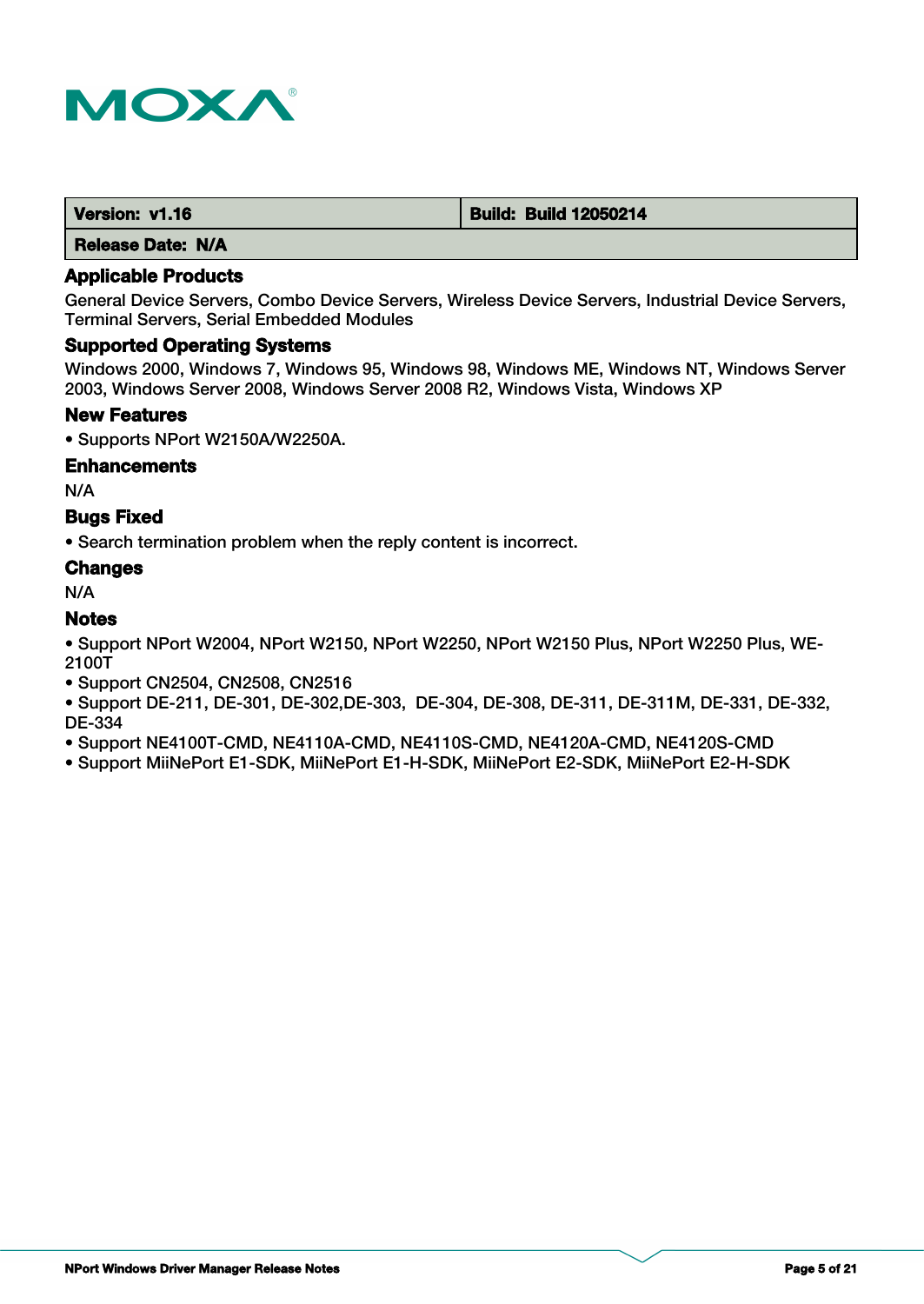| Version: v1.16 | Build: Build 12050214 |
| --- | --- |
| Release Date: N/A | |

### Applicable Products

General Device Servers, Combo Device Servers, Wireless Device Servers, Industrial Device Servers, Terminal Servers, Serial Embedded Modules

### Supported Operating Systems

Windows 2000, Windows 7, Windows 95, Windows 98, Windows ME, Windows NT, Windows Server 2003, Windows Server 2008, Windows Server 2008 R2, Windows Vista, Windows XP

### New Features

- Supports NPort W2150A/W2250A.

### Enhancements

N/A

### Bugs Fixed

- Search termination problem when the reply content is incorrect.

### Changes

N/A

### Notes

- Support NPort W2004, NPort W2150, NPort W2250, NPort W2150 Plus, NPort W2250 Plus, WE-2100T
- Support CN2504, CN2508, CN2516
- Support DE-211, DE-301, DE-302,DE-303, DE-304, DE-308, DE-311, DE-311M, DE-331, DE-332, DE-334
- Support NE4100T-CMD, NE4110A-CMD, NE4110S-CMD, NE4120A-CMD, NE4120S-CMD
- Support MiiNePort E1-SDK, MiiNePort E1-H-SDK, MiiNePort E2-SDK, MiiNePort E2-H-SDK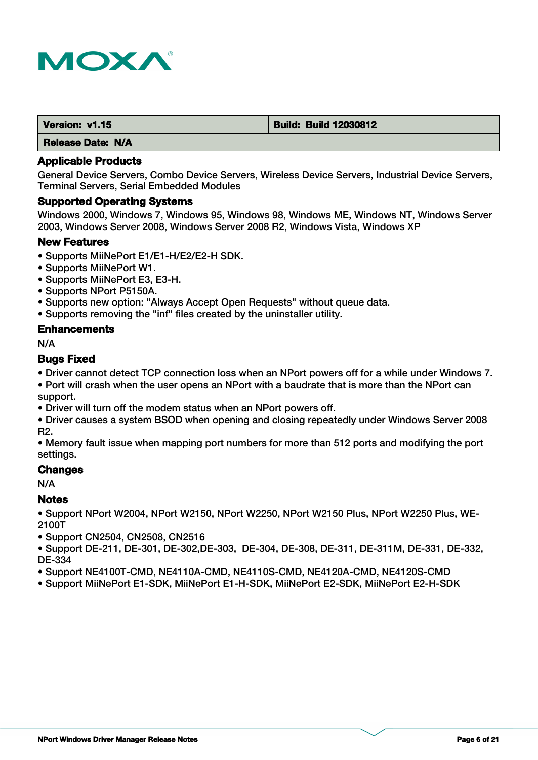| Version: v1.15 | Build: Build 12030812 |
| --- | --- |
| Release Date: N/A | |

### Applicable Products

General Device Servers, Combo Device Servers, Wireless Device Servers, Industrial Device Servers, Terminal Servers, Serial Embedded Modules

### Supported Operating Systems

Windows 2000, Windows 7, Windows 95, Windows 98, Windows ME, Windows NT, Windows Server 2003, Windows Server 2008, Windows Server 2008 R2, Windows Vista, Windows XP

### New Features

- Supports MiiNePort E1/E1-H/E2/E2-H SDK.
- Supports MiiNePort W1.
- Supports MiiNePort E3, E3-H.
- Supports NPort P5150A.
- Supports new option: "Always Accept Open Requests" without queue data.
- Supports removing the "inf" files created by the uninstaller utility.

### Enhancements

N/A

### Bugs Fixed

- Driver cannot detect TCP connection loss when an NPort powers off for a while under Windows 7.
- Port will crash when the user opens an NPort with a baudrate that is more than the NPort can support.
- Driver will turn off the modem status when an NPort powers off.
- Driver causes a system BSOD when opening and closing repeatedly under Windows Server 2008 R2.
- Memory fault issue when mapping port numbers for more than 512 ports and modifying the port settings.

### Changes

N/A

### Notes

- Support NPort W2004, NPort W2150, NPort W2250, NPort W2150 Plus, NPort W2250 Plus, WE-2100T
- Support CN2504, CN2508, CN2516
- Support DE-211, DE-301, DE-302,DE-303, DE-304, DE-308, DE-311, DE-311M, DE-331, DE-332, DE-334
- Support NE4100T-CMD, NE4110A-CMD, NE4110S-CMD, NE4120A-CMD, NE4120S-CMD
- Support MiiNePort E1-SDK, MiiNePort E1-H-SDK, MiiNePort E2-SDK, MiiNePort E2-H-SDK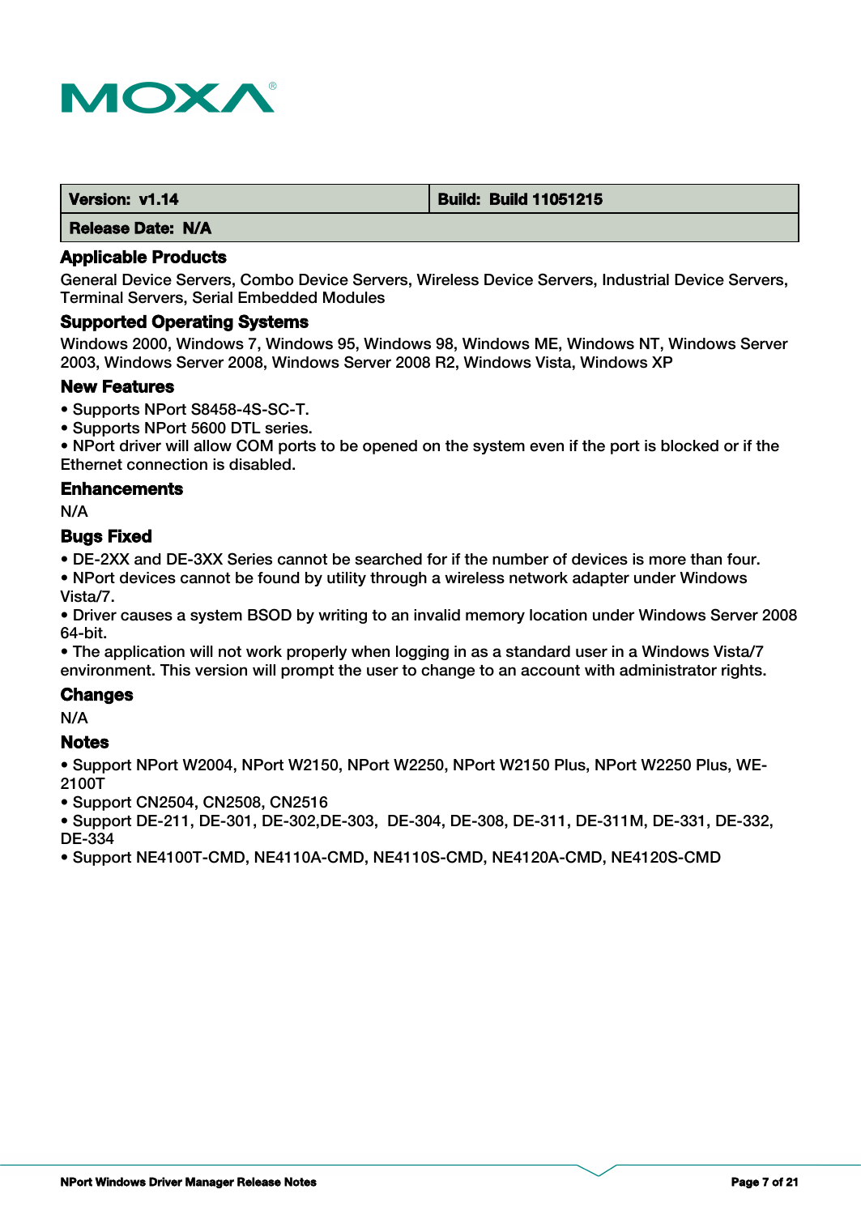| Version: v1.14 | Build: Build 11051215 |
|---|---|
| Release Date: N/A | |

### Applicable Products

General Device Servers, Combo Device Servers, Wireless Device Servers, Industrial Device Servers, Terminal Servers, Serial Embedded Modules

### Supported Operating Systems

Windows 2000, Windows 7, Windows 95, Windows 98, Windows ME, Windows NT, Windows Server 2003, Windows Server 2008, Windows Server 2008 R2, Windows Vista, Windows XP

### New Features

- Supports NPort S8458-4S-SC-T.
- Supports NPort 5600 DTL series.
- NPort driver will allow COM ports to be opened on the system even if the port is blocked or if the Ethernet connection is disabled.

### Enhancements

N/A

### Bugs Fixed

- DE-2XX and DE-3XX Series cannot be searched for if the number of devices is more than four.
- NPort devices cannot be found by utility through a wireless network adapter under Windows Vista/7.
- Driver causes a system BSOD by writing to an invalid memory location under Windows Server 2008 64-bit.
- The application will not work properly when logging in as a standard user in a Windows Vista/7 environment. This version will prompt the user to change to an account with administrator rights.

### Changes

N/A

### Notes

- Support NPort W2004, NPort W2150, NPort W2250, NPort W2150 Plus, NPort W2250 Plus, WE-2100T
- Support CN2504, CN2508, CN2516
- Support DE-211, DE-301, DE-302,DE-303, DE-304, DE-308, DE-311, DE-311M, DE-331, DE-332, DE-334
- Support NE4100T-CMD, NE4110A-CMD, NE4110S-CMD, NE4120A-CMD, NE4120S-CMD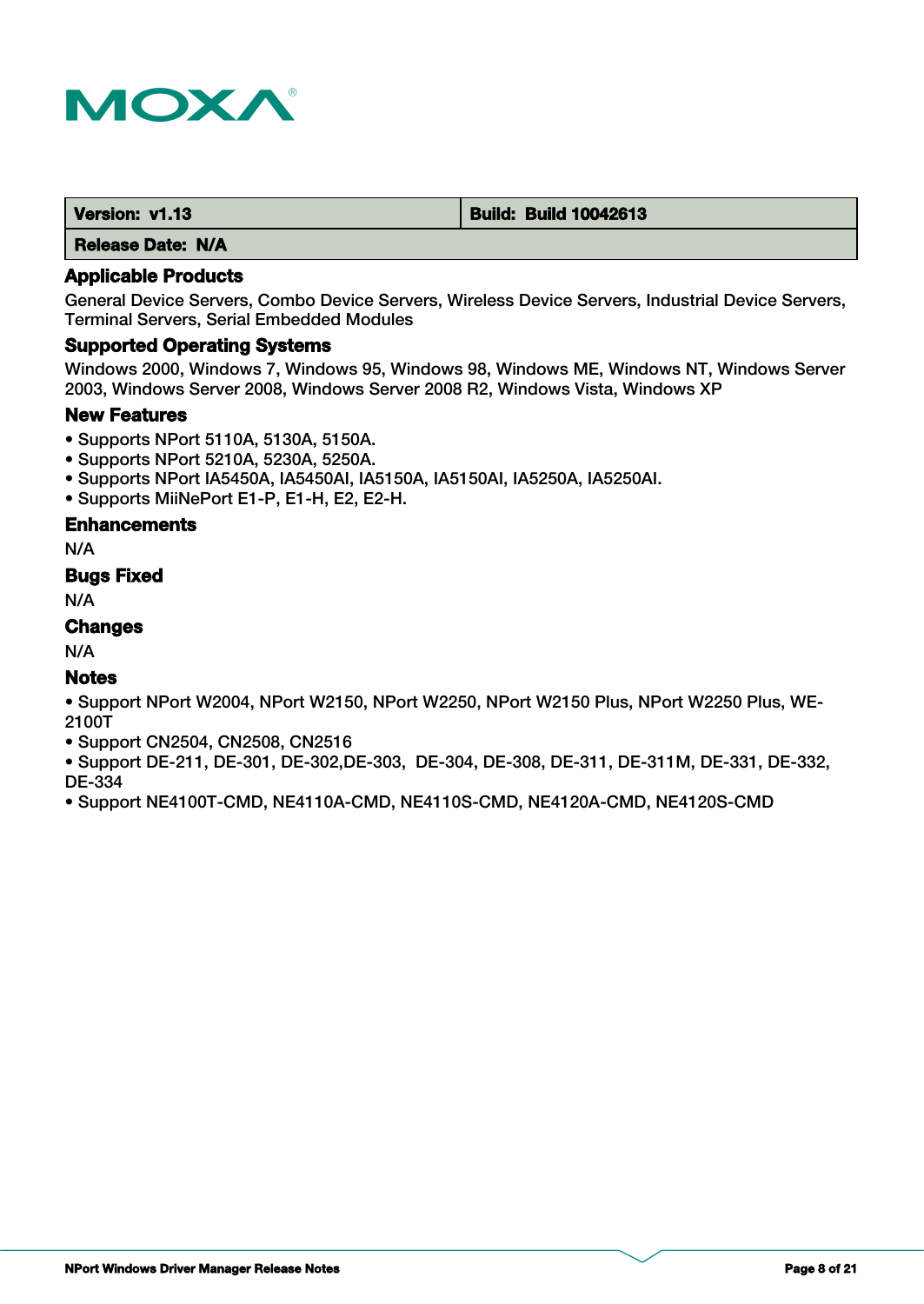| Version: v1.13 | Build: Build 10042613 |
| --- | --- |
| Release Date: N/A | |

### Applicable Products

General Device Servers, Combo Device Servers, Wireless Device Servers, Industrial Device Servers, Terminal Servers, Serial Embedded Modules

### Supported Operating Systems

Windows 2000, Windows 7, Windows 95, Windows 98, Windows ME, Windows NT, Windows Server 2003, Windows Server 2008, Windows Server 2008 R2, Windows Vista, Windows XP

### New Features

- Supports NPort 5110A, 5130A, 5150A.
- Supports NPort 5210A, 5230A, 5250A.
- Supports NPort IA5450A, IA5450AI, IA5150A, IA5150AI, IA5250A, IA5250AI.
- Supports MiiNePort E1-P, E1-H, E2, E2-H.

### Enhancements

N/A

### Bugs Fixed

N/A

### Changes

N/A

### Notes

- Support NPort W2004, NPort W2150, NPort W2250, NPort W2150 Plus, NPort W2250 Plus, WE-2100T
- Support CN2504, CN2508, CN2516
- Support DE-211, DE-301, DE-302,DE-303,  DE-304, DE-308, DE-311, DE-311M, DE-331, DE-332, DE-334
- Support NE4100T-CMD, NE4110A-CMD, NE4110S-CMD, NE4120A-CMD, NE4120S-CMD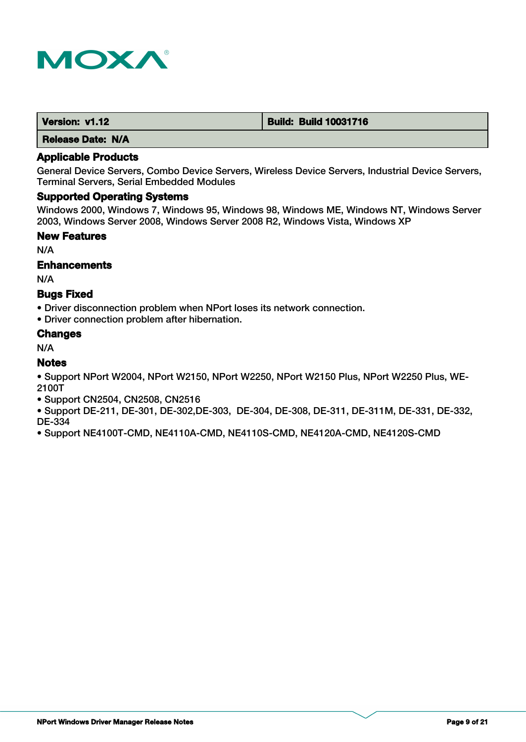| Version: v1.12 | Build: Build 10031716 |
|---|---|
| Release Date: N/A | |

### Applicable Products

General Device Servers, Combo Device Servers, Wireless Device Servers, Industrial Device Servers, Terminal Servers, Serial Embedded Modules

### Supported Operating Systems

Windows 2000, Windows 7, Windows 95, Windows 98, Windows ME, Windows NT, Windows Server 2003, Windows Server 2008, Windows Server 2008 R2, Windows Vista, Windows XP

### New Features

N/A

### Enhancements

N/A

### Bugs Fixed

- Driver disconnection problem when NPort loses its network connection.
- Driver connection problem after hibernation.

### Changes

N/A

### Notes

- Support NPort W2004, NPort W2150, NPort W2250, NPort W2150 Plus, NPort W2250 Plus, WE-2100T
- Support CN2504, CN2508, CN2516
- Support DE-211, DE-301, DE-302,DE-303, DE-304, DE-308, DE-311, DE-311M, DE-331, DE-332, DE-334
- Support NE4100T-CMD, NE4110A-CMD, NE4110S-CMD, NE4120A-CMD, NE4120S-CMD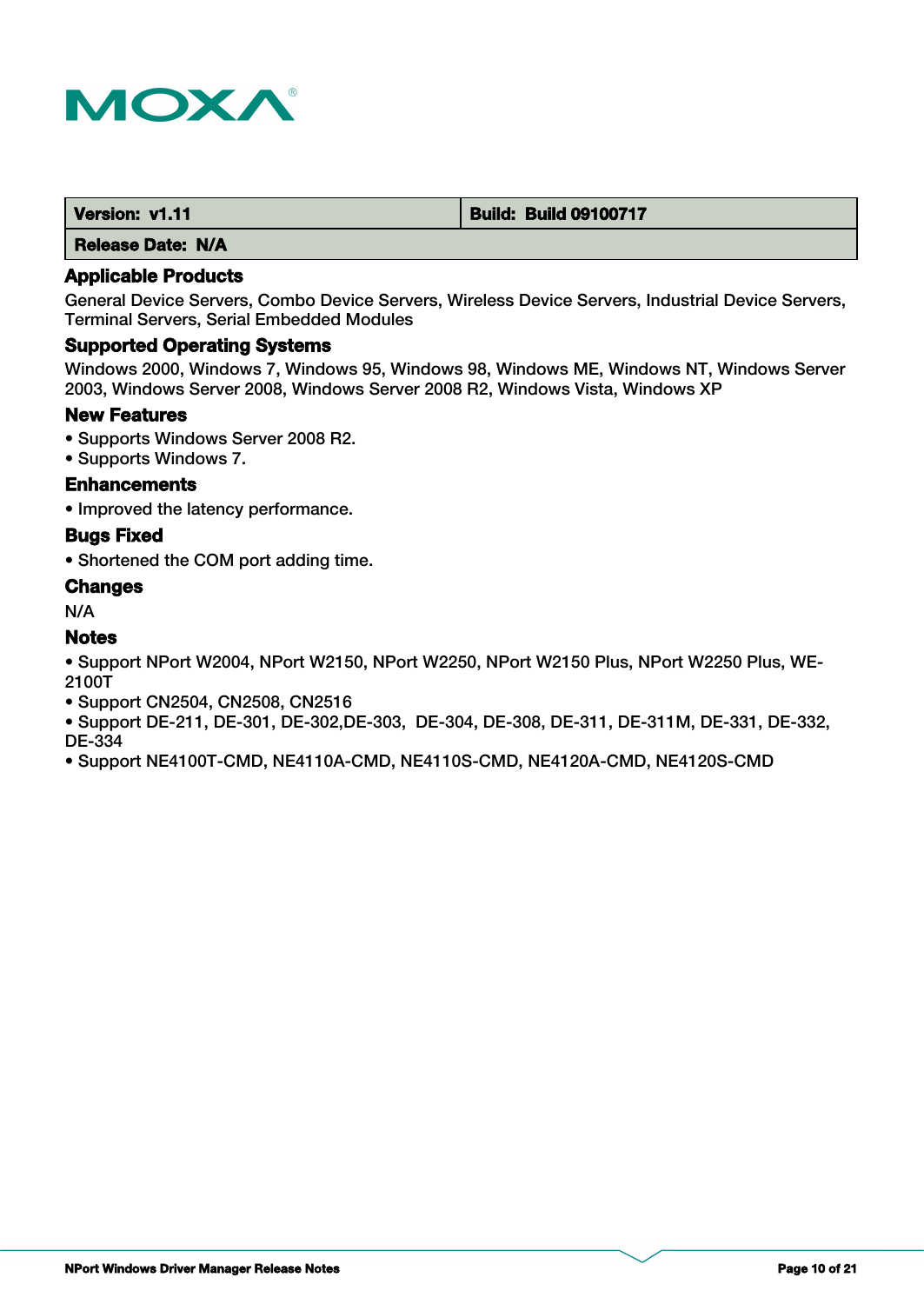| Version: v1.11 | Build: Build 09100717 |
| --- | --- |
| Release Date: N/A | |

### Applicable Products

General Device Servers, Combo Device Servers, Wireless Device Servers, Industrial Device Servers, Terminal Servers, Serial Embedded Modules

### Supported Operating Systems

Windows 2000, Windows 7, Windows 95, Windows 98, Windows ME, Windows NT, Windows Server 2003, Windows Server 2008, Windows Server 2008 R2, Windows Vista, Windows XP

### New Features

- Supports Windows Server 2008 R2.
- Supports Windows 7.

### Enhancements

- Improved the latency performance.

### Bugs Fixed

- Shortened the COM port adding time.

### Changes

N/A

### Notes

- Support NPort W2004, NPort W2150, NPort W2250, NPort W2150 Plus, NPort W2250 Plus, WE-2100T
- Support CN2504, CN2508, CN2516
- Support DE-211, DE-301, DE-302,DE-303, DE-304, DE-308, DE-311, DE-311M, DE-331, DE-332, DE-334
- Support NE4100T-CMD, NE4110A-CMD, NE4110S-CMD, NE4120A-CMD, NE4120S-CMD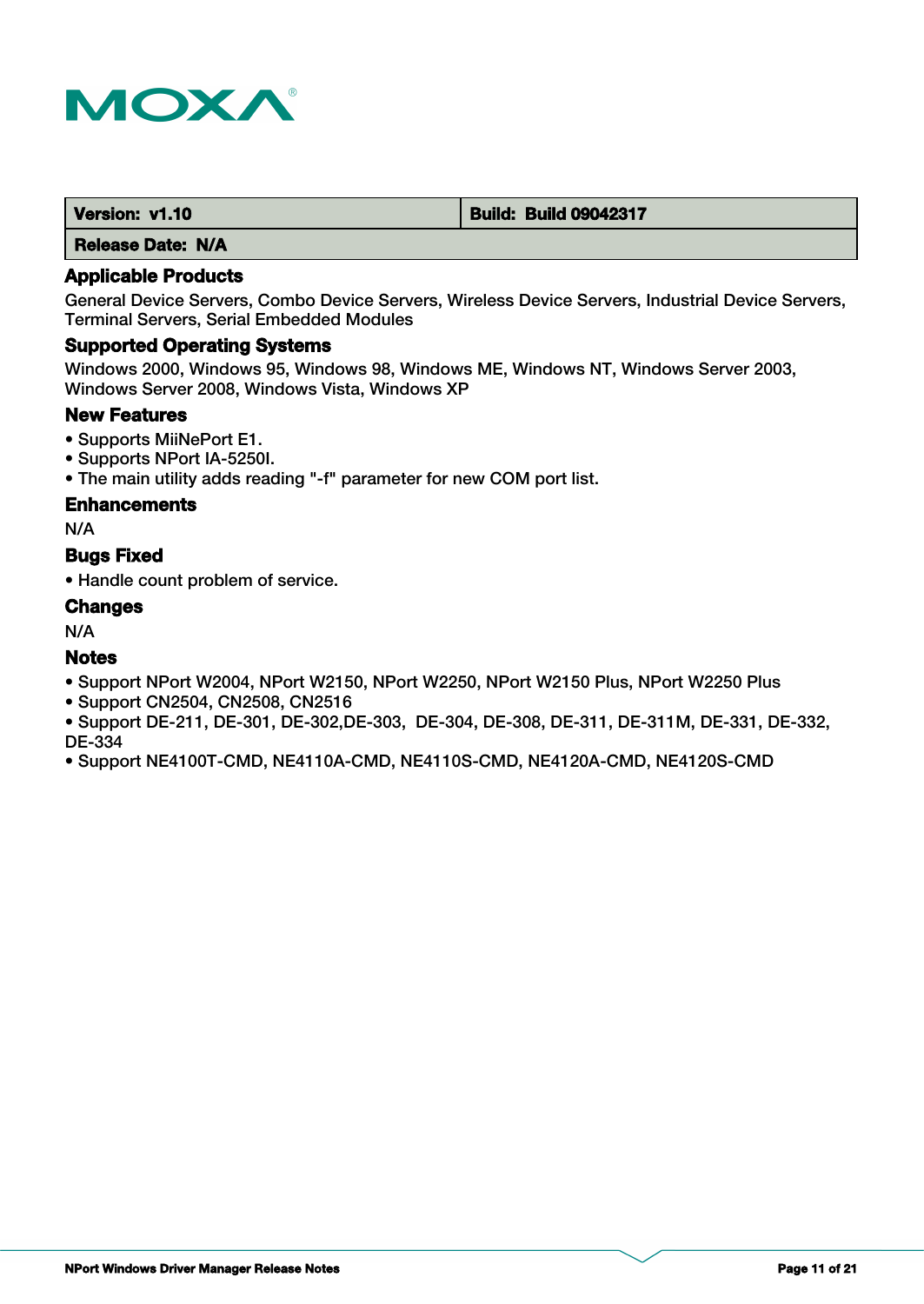| **Version: v1.10** | **Build: Build 09042317** |
|---|---|
| **Release Date: N/A** | |

### Applicable Products

General Device Servers, Combo Device Servers, Wireless Device Servers, Industrial Device Servers, Terminal Servers, Serial Embedded Modules

### Supported Operating Systems

Windows 2000, Windows 95, Windows 98, Windows ME, Windows NT, Windows Server 2003, Windows Server 2008, Windows Vista, Windows XP

### New Features

- Supports MiiNePort E1.
- Supports NPort IA-5250I.
- The main utility adds reading "-f" parameter for new COM port list.

### Enhancements

N/A

### Bugs Fixed

- Handle count problem of service.

### Changes

N/A

### Notes

- Support NPort W2004, NPort W2150, NPort W2250, NPort W2150 Plus, NPort W2250 Plus
- Support CN2504, CN2508, CN2516
- Support DE-211, DE-301, DE-302,DE-303, DE-304, DE-308, DE-311, DE-311M, DE-331, DE-332, DE-334
- Support NE4100T-CMD, NE4110A-CMD, NE4110S-CMD, NE4120A-CMD, NE4120S-CMD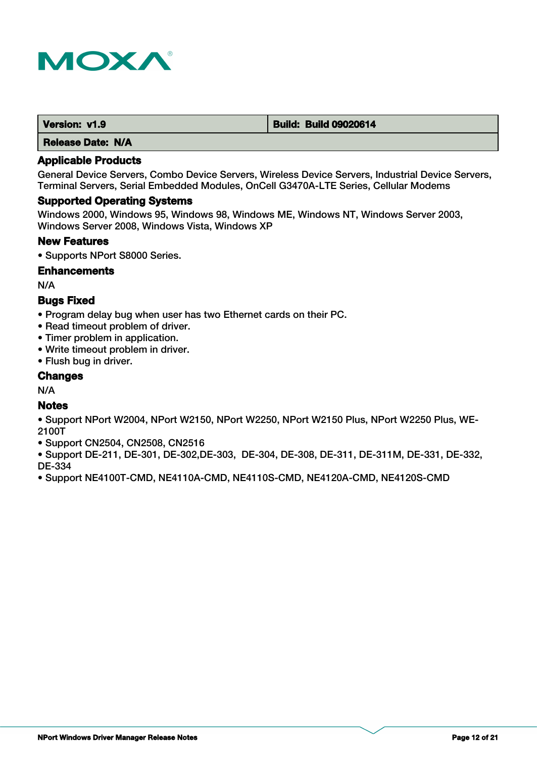| Version: v1.9 | Build: Build 09020614 |
| --- | --- |
| Release Date: N/A | |

### Applicable Products

General Device Servers, Combo Device Servers, Wireless Device Servers, Industrial Device Servers, Terminal Servers, Serial Embedded Modules, OnCell G3470A-LTE Series, Cellular Modems

### Supported Operating Systems

Windows 2000, Windows 95, Windows 98, Windows ME, Windows NT, Windows Server 2003, Windows Server 2008, Windows Vista, Windows XP

### New Features

- Supports NPort S8000 Series.

### Enhancements

N/A

### Bugs Fixed

- Program delay bug when user has two Ethernet cards on their PC.
- Read timeout problem of driver.
- Timer problem in application.
- Write timeout problem in driver.
- Flush bug in driver.

### Changes

N/A

### Notes

- Support NPort W2004, NPort W2150, NPort W2250, NPort W2150 Plus, NPort W2250 Plus, WE-2100T
- Support CN2504, CN2508, CN2516
- Support DE-211, DE-301, DE-302,DE-303, DE-304, DE-308, DE-311, DE-311M, DE-331, DE-332, DE-334
- Support NE4100T-CMD, NE4110A-CMD, NE4110S-CMD, NE4120A-CMD, NE4120S-CMD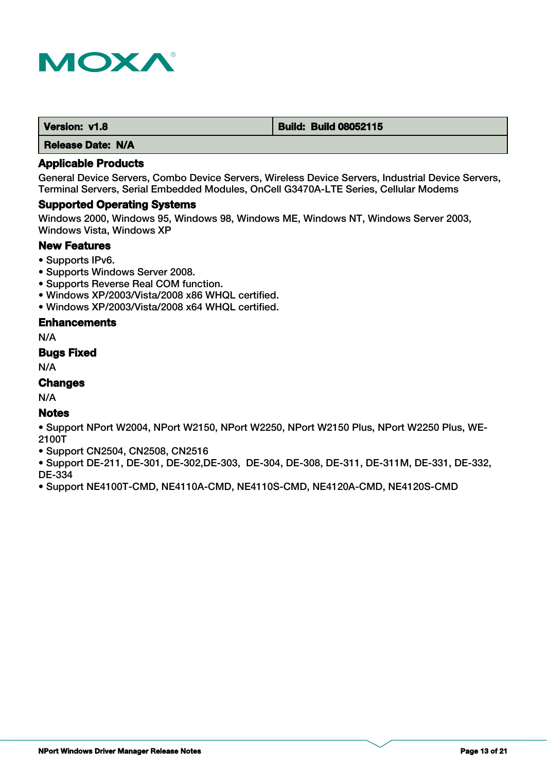| Version: v1.8 | Build: Build 08052115 |
| --- | --- |
| Release Date: N/A | |

### Applicable Products

General Device Servers, Combo Device Servers, Wireless Device Servers, Industrial Device Servers, Terminal Servers, Serial Embedded Modules, OnCell G3470A-LTE Series, Cellular Modems

### Supported Operating Systems

Windows 2000, Windows 95, Windows 98, Windows ME, Windows NT, Windows Server 2003, Windows Vista, Windows XP

### New Features

- Supports IPv6.
- Supports Windows Server 2008.
- Supports Reverse Real COM function.
- Windows XP/2003/Vista/2008 x86 WHQL certified.
- Windows XP/2003/Vista/2008 x64 WHQL certified.

### Enhancements

N/A

### Bugs Fixed

N/A

### Changes

N/A

### Notes

- Support NPort W2004, NPort W2150, NPort W2250, NPort W2150 Plus, NPort W2250 Plus, WE-2100T
- Support CN2504, CN2508, CN2516
- Support DE-211, DE-301, DE-302,DE-303, DE-304, DE-308, DE-311, DE-311M, DE-331, DE-332, DE-334
- Support NE4100T-CMD, NE4110A-CMD, NE4110S-CMD, NE4120A-CMD, NE4120S-CMD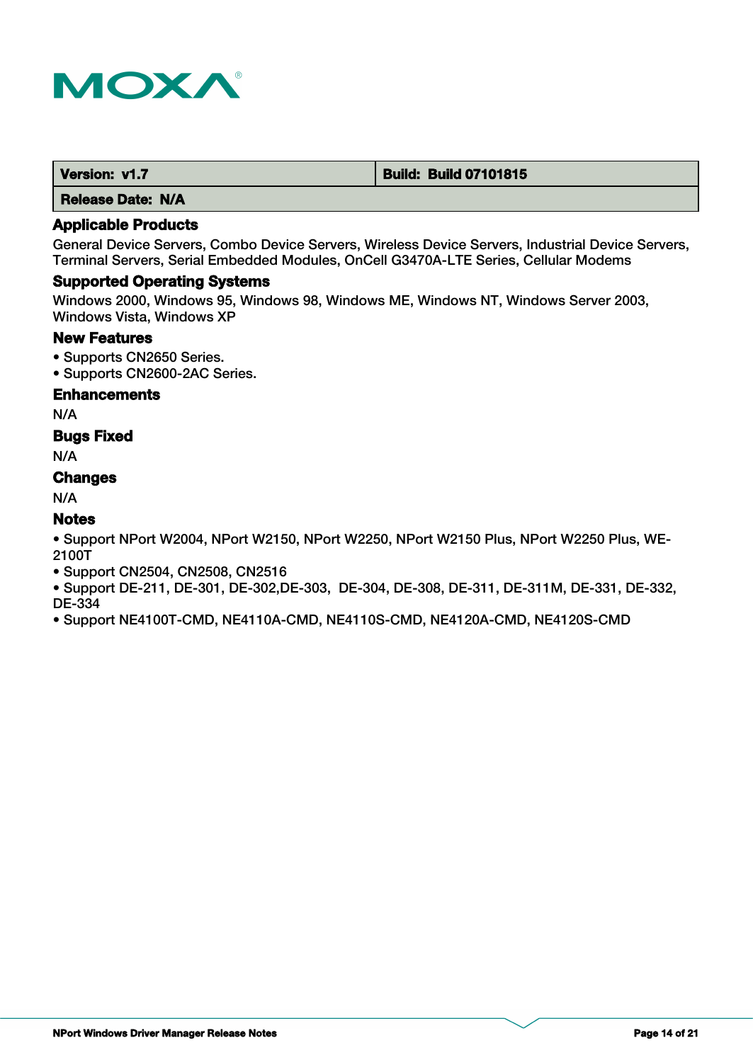| Version: v1.7 | Build: Build 07101815 |
|---|---|
| Release Date: N/A | |

### Applicable Products

General Device Servers, Combo Device Servers, Wireless Device Servers, Industrial Device Servers, Terminal Servers, Serial Embedded Modules, OnCell G3470A-LTE Series, Cellular Modems

### Supported Operating Systems

Windows 2000, Windows 95, Windows 98, Windows ME, Windows NT, Windows Server 2003, Windows Vista, Windows XP

### New Features

- Supports CN2650 Series.
- Supports CN2600-2AC Series.

### Enhancements

N/A

### Bugs Fixed

N/A

### Changes

N/A

### Notes

- Support NPort W2004, NPort W2150, NPort W2250, NPort W2150 Plus, NPort W2250 Plus, WE-2100T
- Support CN2504, CN2508, CN2516
- Support DE-211, DE-301, DE-302,DE-303, DE-304, DE-308, DE-311, DE-311M, DE-331, DE-332, DE-334
- Support NE4100T-CMD, NE4110A-CMD, NE4110S-CMD, NE4120A-CMD, NE4120S-CMD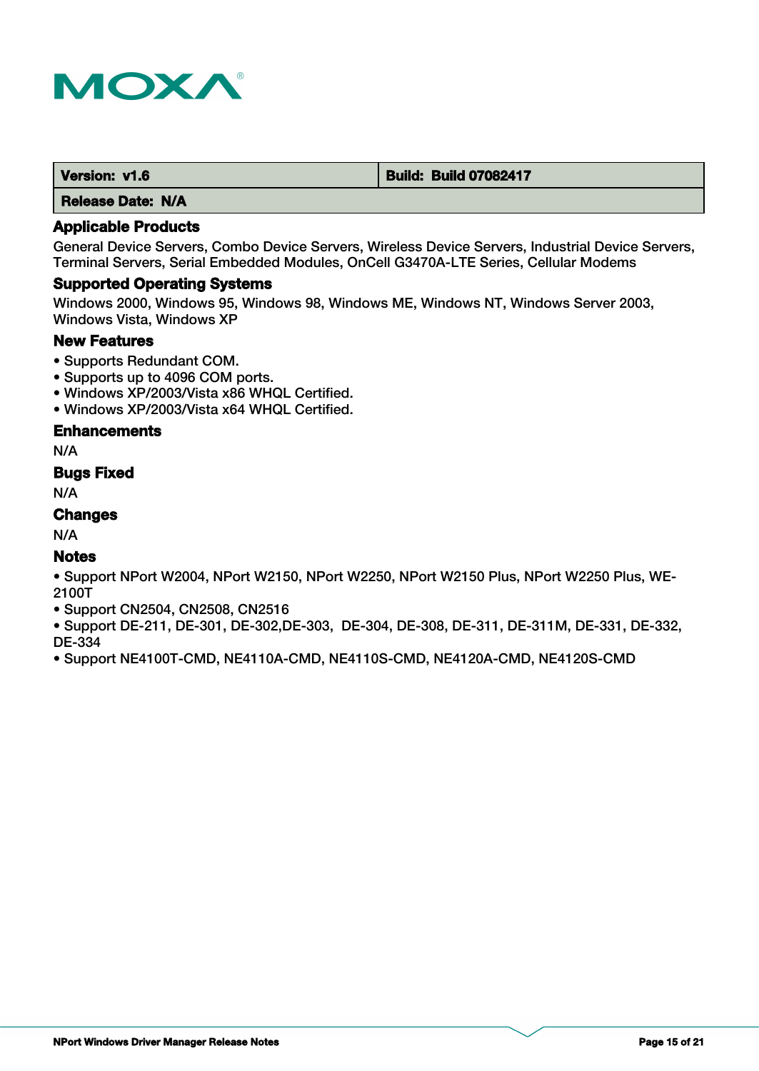| Version: v1.6 | Build: Build 07082417 |
| --- | --- |
| Release Date: N/A | |

### Applicable Products

General Device Servers, Combo Device Servers, Wireless Device Servers, Industrial Device Servers, Terminal Servers, Serial Embedded Modules, OnCell G3470A-LTE Series, Cellular Modems

### Supported Operating Systems

Windows 2000, Windows 95, Windows 98, Windows ME, Windows NT, Windows Server 2003, Windows Vista, Windows XP

### New Features

- Supports Redundant COM.
- Supports up to 4096 COM ports.
- Windows XP/2003/Vista x86 WHQL Certified.
- Windows XP/2003/Vista x64 WHQL Certified.

### Enhancements

N/A

### Bugs Fixed

N/A

### Changes

N/A

### Notes

- Support NPort W2004, NPort W2150, NPort W2250, NPort W2150 Plus, NPort W2250 Plus, WE-2100T
- Support CN2504, CN2508, CN2516
- Support DE-211, DE-301, DE-302,DE-303, DE-304, DE-308, DE-311, DE-311M, DE-331, DE-332, DE-334
- Support NE4100T-CMD, NE4110A-CMD, NE4110S-CMD, NE4120A-CMD, NE4120S-CMD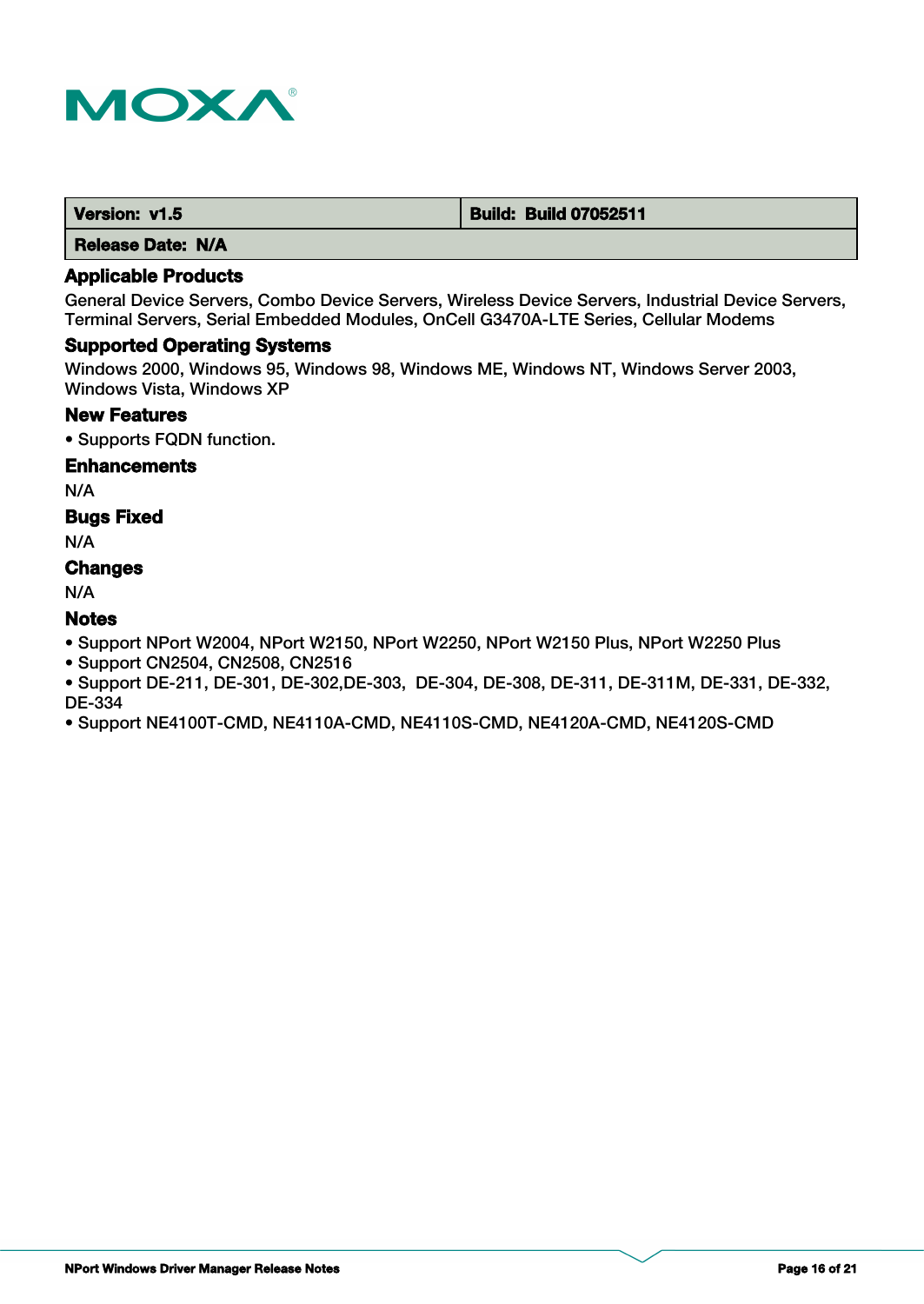| Version: v1.5 | Build: Build 07052511 |
| --- | --- |
| Release Date: N/A | |

### Applicable Products

General Device Servers, Combo Device Servers, Wireless Device Servers, Industrial Device Servers, Terminal Servers, Serial Embedded Modules, OnCell G3470A-LTE Series, Cellular Modems

### Supported Operating Systems

Windows 2000, Windows 95, Windows 98, Windows ME, Windows NT, Windows Server 2003, Windows Vista, Windows XP

### New Features

- Supports FQDN function.

### Enhancements

N/A

### Bugs Fixed

N/A

### Changes

N/A

### Notes

- Support NPort W2004, NPort W2150, NPort W2250, NPort W2150 Plus, NPort W2250 Plus
- Support CN2504, CN2508, CN2516
- Support DE-211, DE-301, DE-302,DE-303, DE-304, DE-308, DE-311, DE-311M, DE-331, DE-332, DE-334
- Support NE4100T-CMD, NE4110A-CMD, NE4110S-CMD, NE4120A-CMD, NE4120S-CMD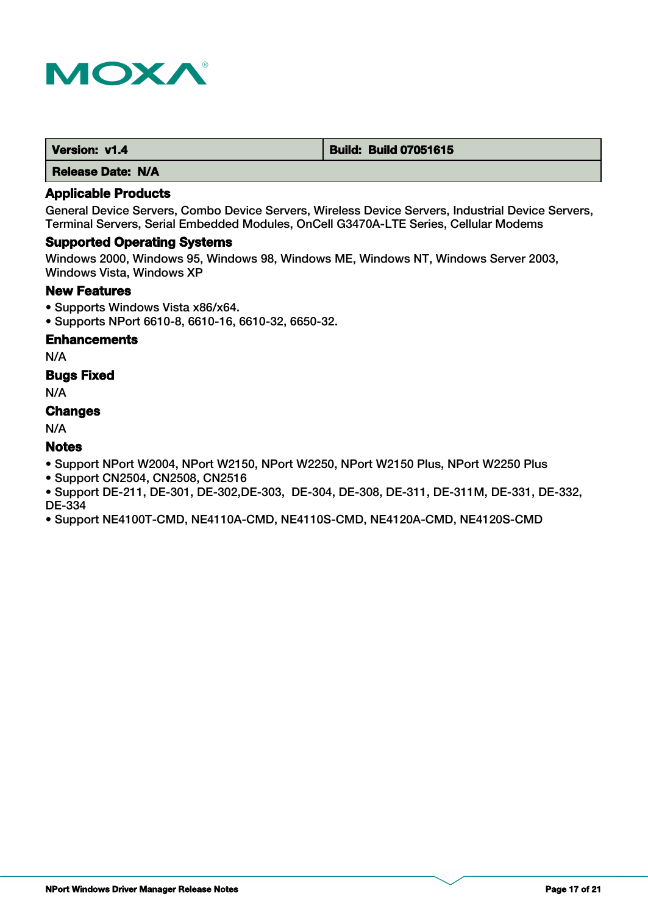| Version: v1.4 | Build: Build 07051615 |
| --- | --- |
| Release Date: N/A | |

### Applicable Products

General Device Servers, Combo Device Servers, Wireless Device Servers, Industrial Device Servers, Terminal Servers, Serial Embedded Modules, OnCell G3470A-LTE Series, Cellular Modems

### Supported Operating Systems

Windows 2000, Windows 95, Windows 98, Windows ME, Windows NT, Windows Server 2003, Windows Vista, Windows XP

### New Features

- Supports Windows Vista x86/x64.
- Supports NPort 6610-8, 6610-16, 6610-32, 6650-32.

### Enhancements

N/A

### Bugs Fixed

N/A

### Changes

N/A

### Notes

- Support NPort W2004, NPort W2150, NPort W2250, NPort W2150 Plus, NPort W2250 Plus
- Support CN2504, CN2508, CN2516
- Support DE-211, DE-301, DE-302,DE-303, DE-304, DE-308, DE-311, DE-311M, DE-331, DE-332, DE-334
- Support NE4100T-CMD, NE4110A-CMD, NE4110S-CMD, NE4120A-CMD, NE4120S-CMD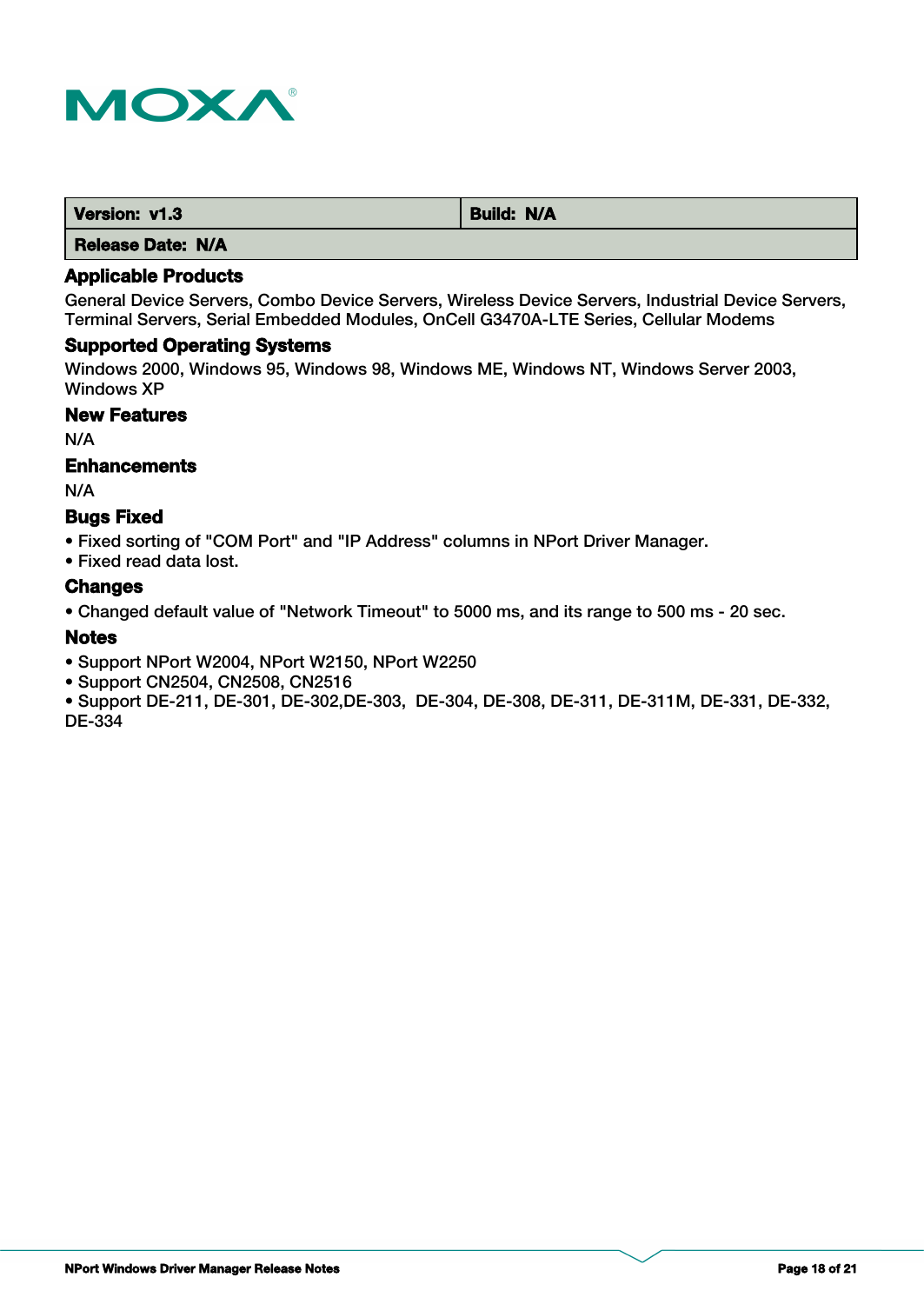| Version: v1.3 | Build: N/A |
| --- | --- |
| Release Date: N/A | |

### Applicable Products

General Device Servers, Combo Device Servers, Wireless Device Servers, Industrial Device Servers, Terminal Servers, Serial Embedded Modules, OnCell G3470A-LTE Series, Cellular Modems

### Supported Operating Systems

Windows 2000, Windows 95, Windows 98, Windows ME, Windows NT, Windows Server 2003, Windows XP

### New Features

N/A

### Enhancements

N/A

### Bugs Fixed

- Fixed sorting of "COM Port" and "IP Address" columns in NPort Driver Manager.
- Fixed read data lost.

### Changes

- Changed default value of "Network Timeout" to 5000 ms, and its range to 500 ms - 20 sec.

### Notes

- Support NPort W2004, NPort W2150, NPort W2250
- Support CN2504, CN2508, CN2516
- Support DE-211, DE-301, DE-302,DE-303, DE-304, DE-308, DE-311, DE-311M, DE-331, DE-332, DE-334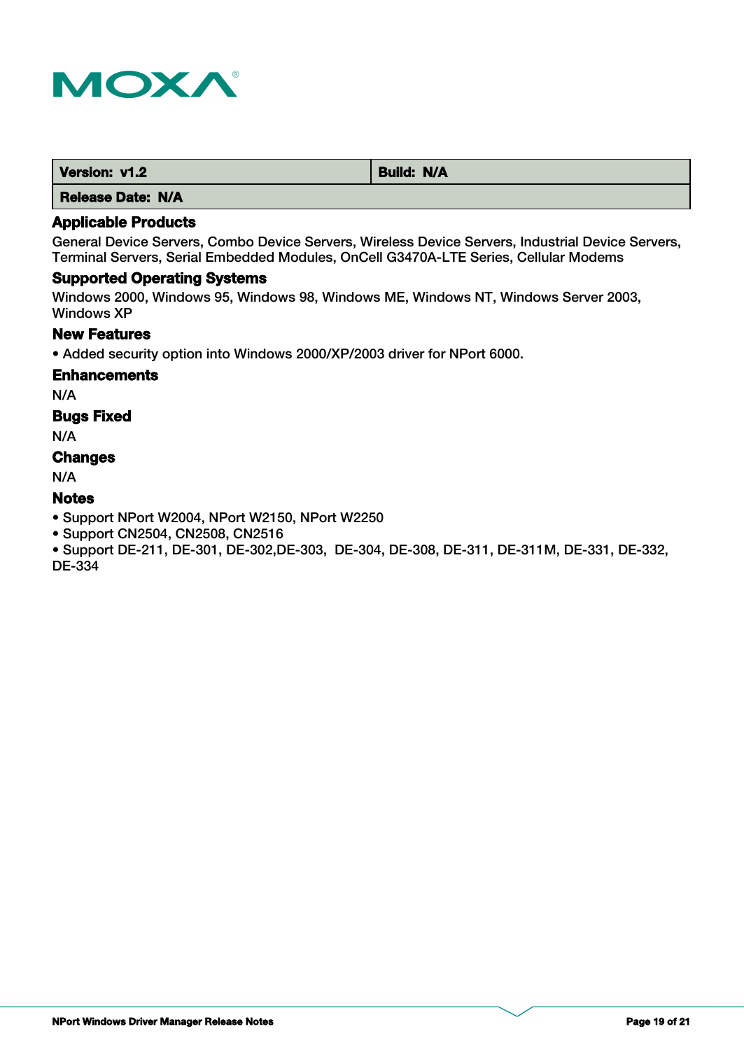| Version: v1.2 | Build: N/A |
| --- | --- |
| Release Date: N/A | |

### Applicable Products

General Device Servers, Combo Device Servers, Wireless Device Servers, Industrial Device Servers, Terminal Servers, Serial Embedded Modules, OnCell G3470A-LTE Series, Cellular Modems

### Supported Operating Systems

Windows 2000, Windows 95, Windows 98, Windows ME, Windows NT, Windows Server 2003, Windows XP

### New Features

- Added security option into Windows 2000/XP/2003 driver for NPort 6000.

### Enhancements

N/A

### Bugs Fixed

N/A

### Changes

N/A

### Notes

- Support NPort W2004, NPort W2150, NPort W2250
- Support CN2504, CN2508, CN2516
- Support DE-211, DE-301, DE-302,DE-303, DE-304, DE-308, DE-311, DE-311M, DE-331, DE-332, DE-334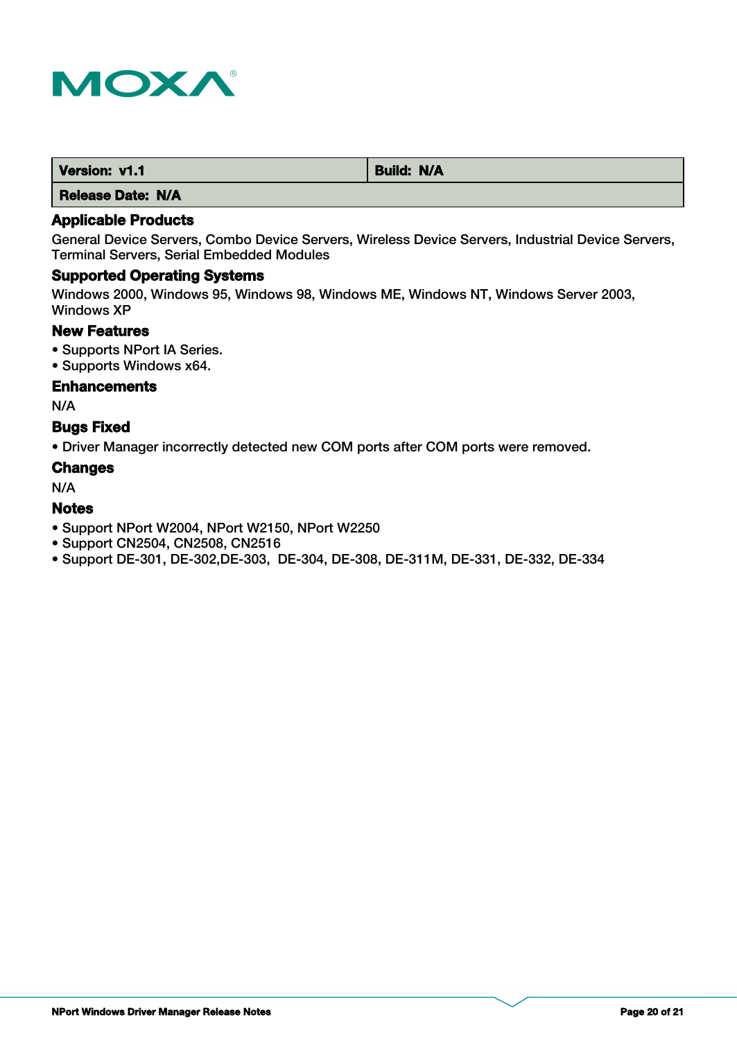| Version: v1.1 | Build: N/A |
| --- | --- |
| Release Date: N/A | |

### Applicable Products

General Device Servers, Combo Device Servers, Wireless Device Servers, Industrial Device Servers, Terminal Servers, Serial Embedded Modules

### Supported Operating Systems

Windows 2000, Windows 95, Windows 98, Windows ME, Windows NT, Windows Server 2003, Windows XP

### New Features

- Supports NPort IA Series.
- Supports Windows x64.

### Enhancements

N/A

### Bugs Fixed

- Driver Manager incorrectly detected new COM ports after COM ports were removed.

### Changes

N/A

### Notes

- Support NPort W2004, NPort W2150, NPort W2250
- Support CN2504, CN2508, CN2516
- Support DE-301, DE-302,DE-303, DE-304, DE-308, DE-311M, DE-331, DE-332, DE-334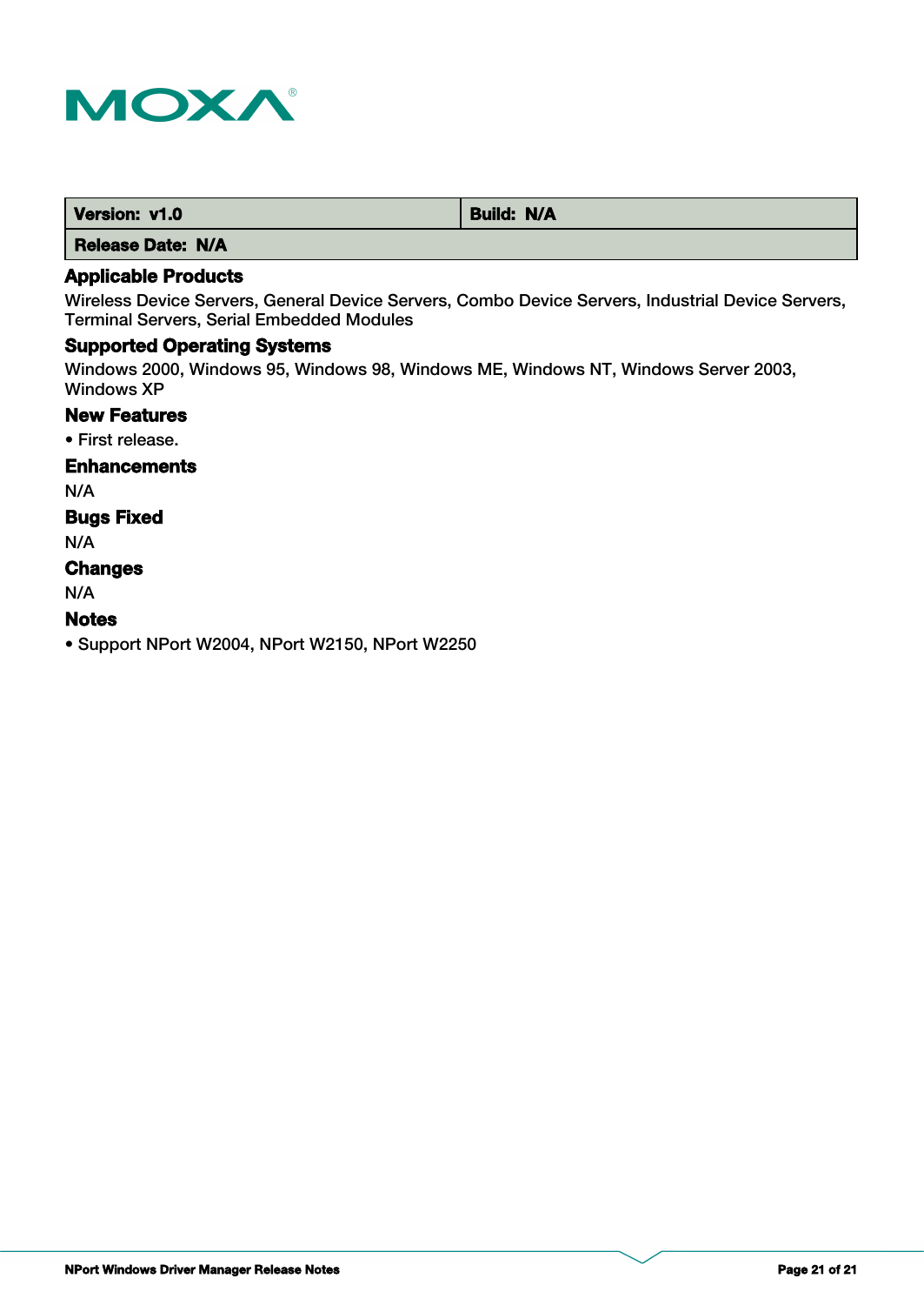| Version: v1.0 | Build: N/A |
| --- | --- |
| Release Date: N/A | |

### Applicable Products

Wireless Device Servers, General Device Servers, Combo Device Servers, Industrial Device Servers, Terminal Servers, Serial Embedded Modules

### Supported Operating Systems

Windows 2000, Windows 95, Windows 98, Windows ME, Windows NT, Windows Server 2003, Windows XP

### New Features

- First release.

### Enhancements

N/A

### Bugs Fixed

N/A

### Changes

N/A

### Notes

- Support NPort W2004, NPort W2150, NPort W2250